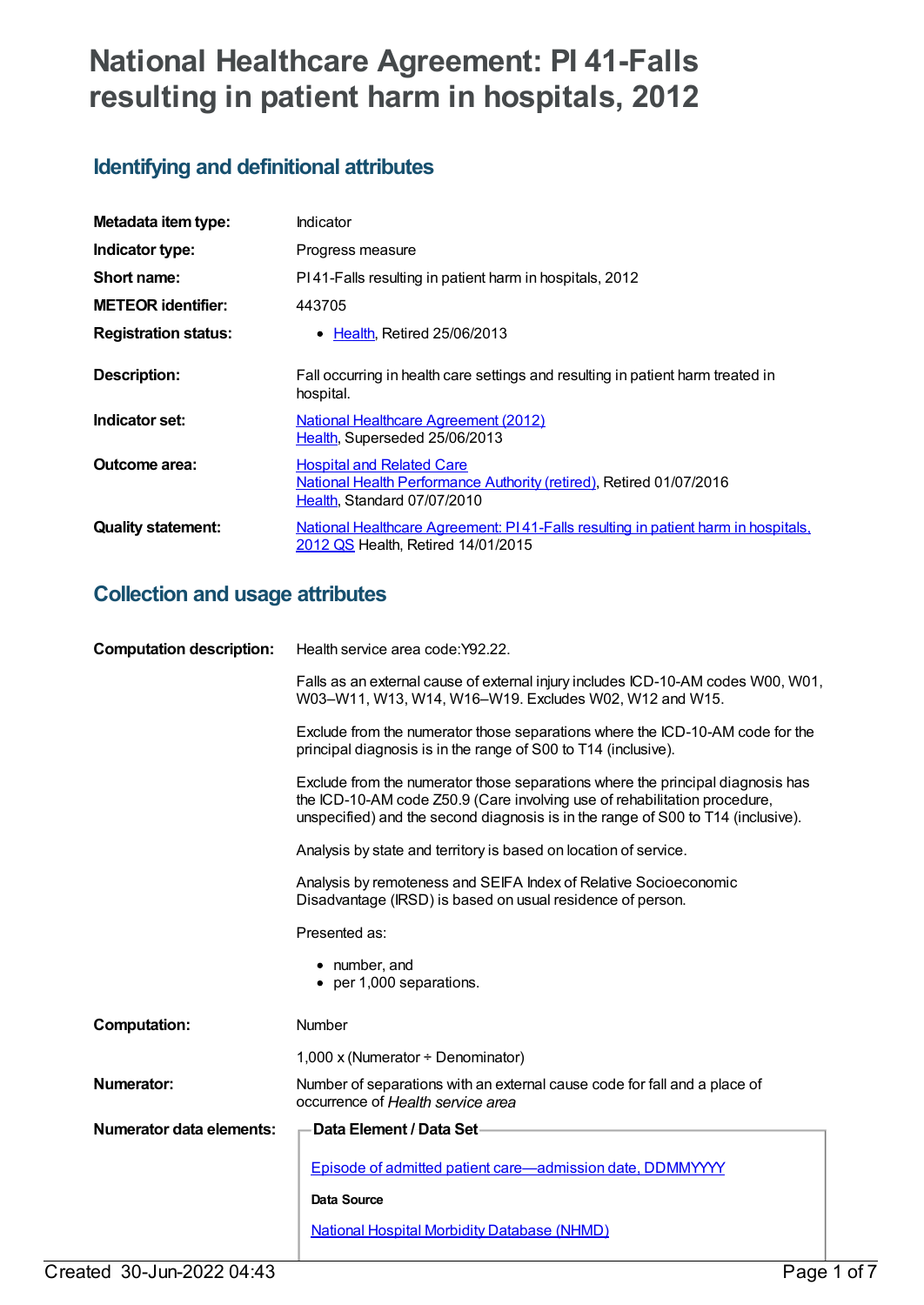# National Healthcare Agreement: PI 41-Falls resulting in patient harm in hospitals, 2012

## Identifying and definitional attributes

| | |
|---|---|
| **Metadata item type:** | Indicator |
| **Indicator type:** | Progress measure |
| **Short name:** | PI 41-Falls resulting in patient harm in hospitals, 2012 |
| **METEOR identifier:** | 443705 |
| **Registration status:** | • Health, Retired 25/06/2013 |
| **Description:** | Fall occurring in health care settings and resulting in patient harm treated in hospital. |
| **Indicator set:** | National Healthcare Agreement (2012)<br>Health, Superseded 25/06/2013 |
| **Outcome area:** | Hospital and Related Care<br>National Health Performance Authority (retired), Retired 01/07/2016<br>Health, Standard 07/07/2010 |
| **Quality statement:** | National Healthcare Agreement: PI 41-Falls resulting in patient harm in hospitals, 2012 QS Health, Retired 14/01/2015 |

## Collection and usage attributes

**Computation description:**

Health service area code:Y92.22.

Falls as an external cause of external injury includes ICD-10-AM codes W00, W01, W03–W11, W13, W14, W16–W19. Excludes W02, W12 and W15.

Exclude from the numerator those separations where the ICD-10-AM code for the principal diagnosis is in the range of S00 to T14 (inclusive).

Exclude from the numerator those separations where the principal diagnosis has the ICD-10-AM code Z50.9 (Care involving use of rehabilitation procedure, unspecified) and the second diagnosis is in the range of S00 to T14 (inclusive).

Analysis by state and territory is based on location of service.

Analysis by remoteness and SEIFA Index of Relative Socioeconomic Disadvantage (IRSD) is based on usual residence of person.

Presented as:

- number, and
- per 1,000 separations.

**Computation:**

Number

1,000 x (Numerator ÷ Denominator)

**Numerator:**

Number of separations with an external cause code for fall and a place of occurrence of *Health service area*

**Numerator data elements:**

**Data Element / Data Set**

Episode of admitted patient care—admission date, DDMMYYYY

**Data Source**

National Hospital Morbidity Database (NHMD)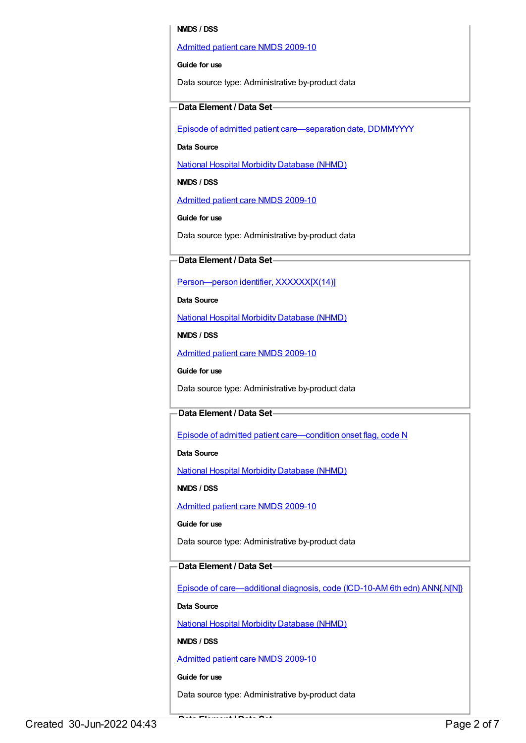**NMDS / DSS**

Admitted patient care NMDS 2009-10

**Guide for use**

Data source type: Administrative by-product data

**Data Element / Data Set**

Episode of admitted patient care—separation date, DDMMYYYY

**Data Source**

National Hospital Morbidity Database (NHMD)

**NMDS / DSS**

Admitted patient care NMDS 2009-10

**Guide for use**

Data source type: Administrative by-product data

**Data Element / Data Set**

Person—person identifier, XXXXXX[X(14)]

**Data Source**

National Hospital Morbidity Database (NHMD)

**NMDS / DSS**

Admitted patient care NMDS 2009-10

**Guide for use**

Data source type: Administrative by-product data

**Data Element / Data Set**

Episode of admitted patient care—condition onset flag, code N

**Data Source**

National Hospital Morbidity Database (NHMD)

**NMDS / DSS**

Admitted patient care NMDS 2009-10

**Guide for use**

Data source type: Administrative by-product data

**Data Element / Data Set**

Episode of care—additional diagnosis, code (ICD-10-AM 6th edn) ANN{.N[N]}

**Data Source**

National Hospital Morbidity Database (NHMD)

**NMDS / DSS**

Admitted patient care NMDS 2009-10

**Guide for use**

Data source type: Administrative by-product data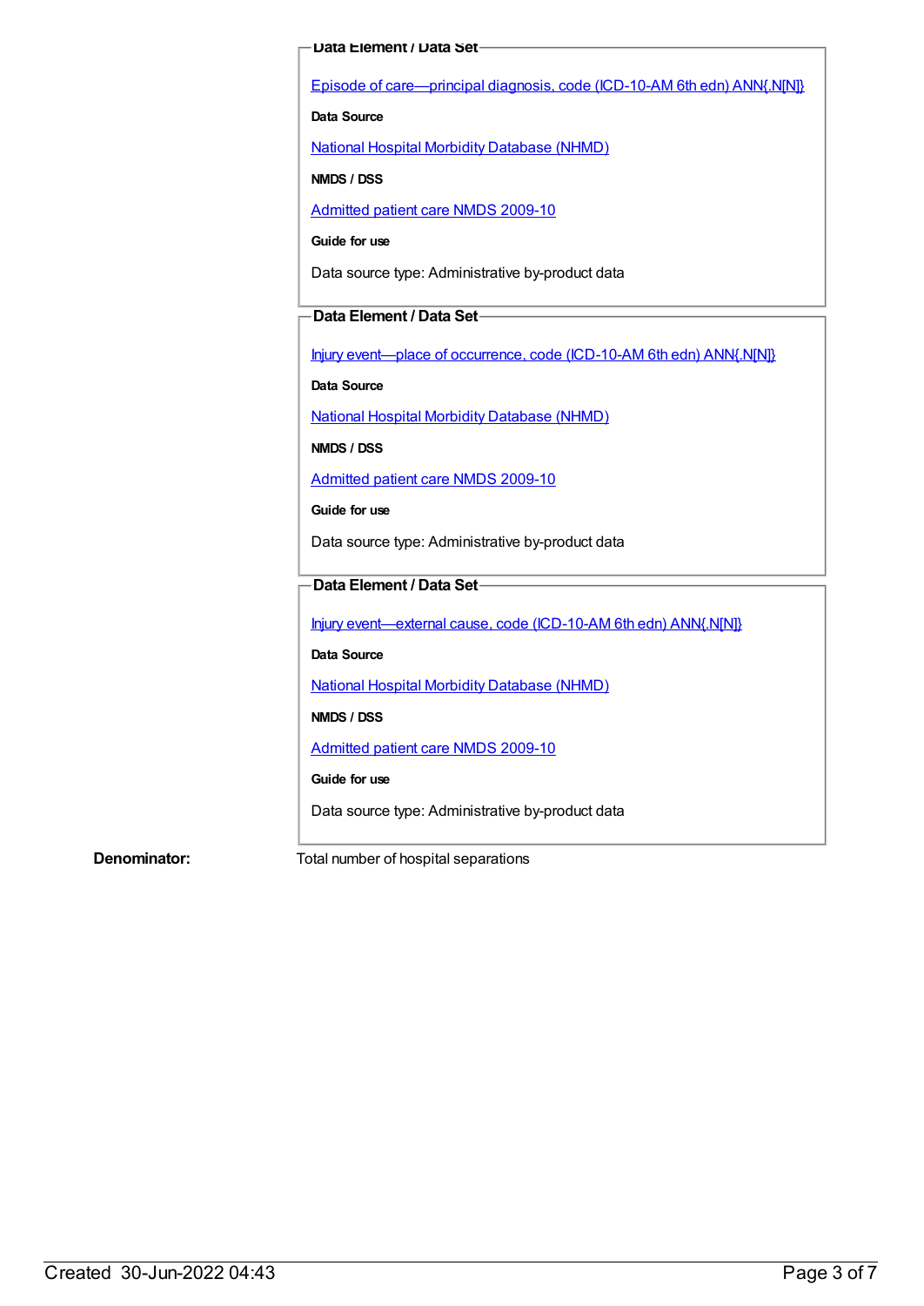**Data Element / Data Set**

[Episode of care—principal diagnosis, code (ICD-10-AM 6th edn) ANN{.N[N]}](#)

**Data Source**

[National Hospital Morbidity Database (NHMD)](#)

**NMDS / DSS**

[Admitted patient care NMDS 2009-10](#)

**Guide for use**

Data source type: Administrative by-product data

**Data Element / Data Set**

[Injury event—place of occurrence, code (ICD-10-AM 6th edn) ANN{.N[N]}](#)

**Data Source**

[National Hospital Morbidity Database (NHMD)](#)

**NMDS / DSS**

[Admitted patient care NMDS 2009-10](#)

**Guide for use**

Data source type: Administrative by-product data

**Data Element / Data Set**

[Injury event—external cause, code (ICD-10-AM 6th edn) ANN{.N[N]}](#)

**Data Source**

[National Hospital Morbidity Database (NHMD)](#)

**NMDS / DSS**

[Admitted patient care NMDS 2009-10](#)

**Guide for use**

Data source type: Administrative by-product data

**Denominator:** Total number of hospital separations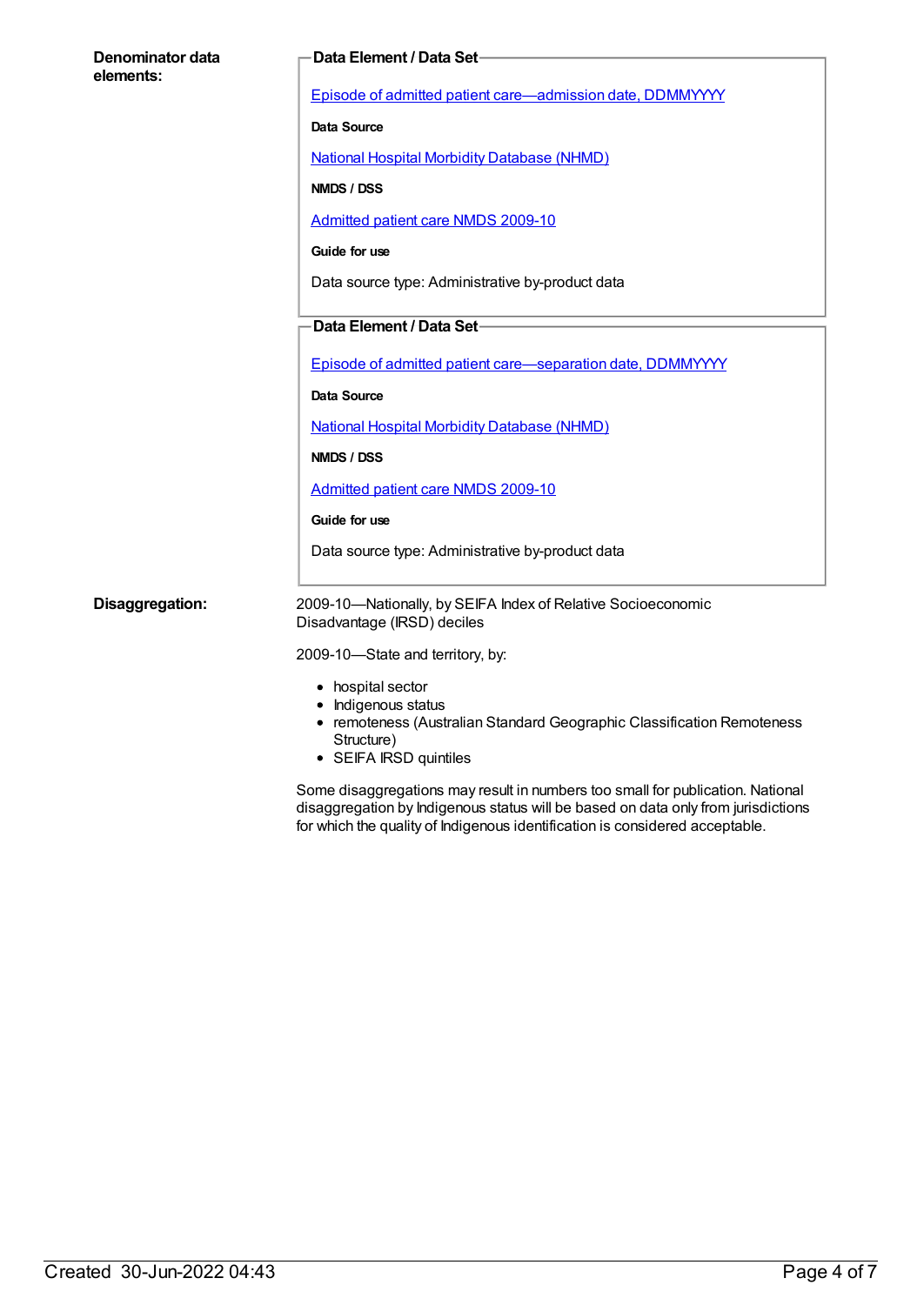**Denominator data elements:**

**Data Element / Data Set**

[Episode of admitted patient care—admission date, DDMMYYYY]

**Data Source**

[National Hospital Morbidity Database (NHMD)]

**NMDS / DSS**

[Admitted patient care NMDS 2009-10]

**Guide for use**

Data source type: Administrative by-product data

**Data Element / Data Set**

[Episode of admitted patient care—separation date, DDMMYYYY]

**Data Source**

[National Hospital Morbidity Database (NHMD)]

**NMDS / DSS**

[Admitted patient care NMDS 2009-10]

**Guide for use**

Data source type: Administrative by-product data

**Disaggregation:**

2009-10—Nationally, by SEIFA Index of Relative Socioeconomic Disadvantage (IRSD) deciles

2009-10—State and territory, by:

- hospital sector
- Indigenous status
- remoteness (Australian Standard Geographic Classification Remoteness Structure)
- SEIFA IRSD quintiles

Some disaggregations may result in numbers too small for publication. National disaggregation by Indigenous status will be based on data only from jurisdictions for which the quality of Indigenous identification is considered acceptable.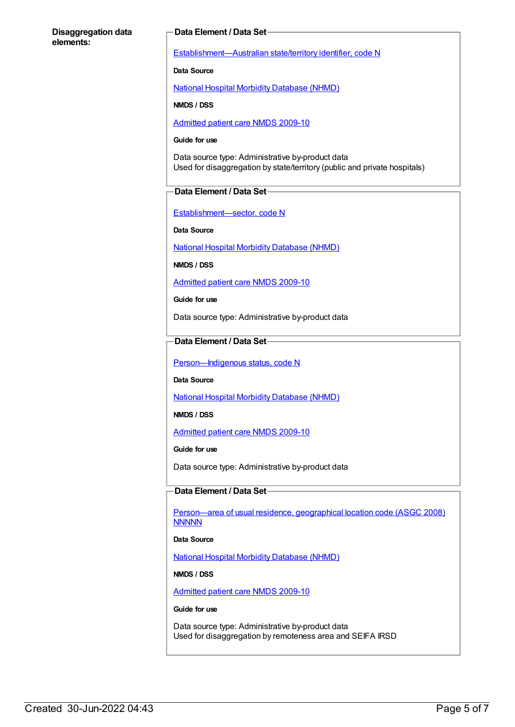**Disaggregation data elements:**

**Data Element / Data Set**

Establishment—Australian state/territory identifier, code N

**Data Source**

National Hospital Morbidity Database (NHMD)

**NMDS / DSS**

Admitted patient care NMDS 2009-10

**Guide for use**

Data source type: Administrative by-product data
Used for disaggregation by state/territory (public and private hospitals)

**Data Element / Data Set**

Establishment—sector, code N

**Data Source**

National Hospital Morbidity Database (NHMD)

**NMDS / DSS**

Admitted patient care NMDS 2009-10

**Guide for use**

Data source type: Administrative by-product data

**Data Element / Data Set**

Person—Indigenous status, code N

**Data Source**

National Hospital Morbidity Database (NHMD)

**NMDS / DSS**

Admitted patient care NMDS 2009-10

**Guide for use**

Data source type: Administrative by-product data

**Data Element / Data Set**

Person—area of usual residence, geographical location code (ASGC 2008) NNNNN

**Data Source**

National Hospital Morbidity Database (NHMD)

**NMDS / DSS**

Admitted patient care NMDS 2009-10

**Guide for use**

Data source type: Administrative by-product data
Used for disaggregation by remoteness area and SEIFA IRSD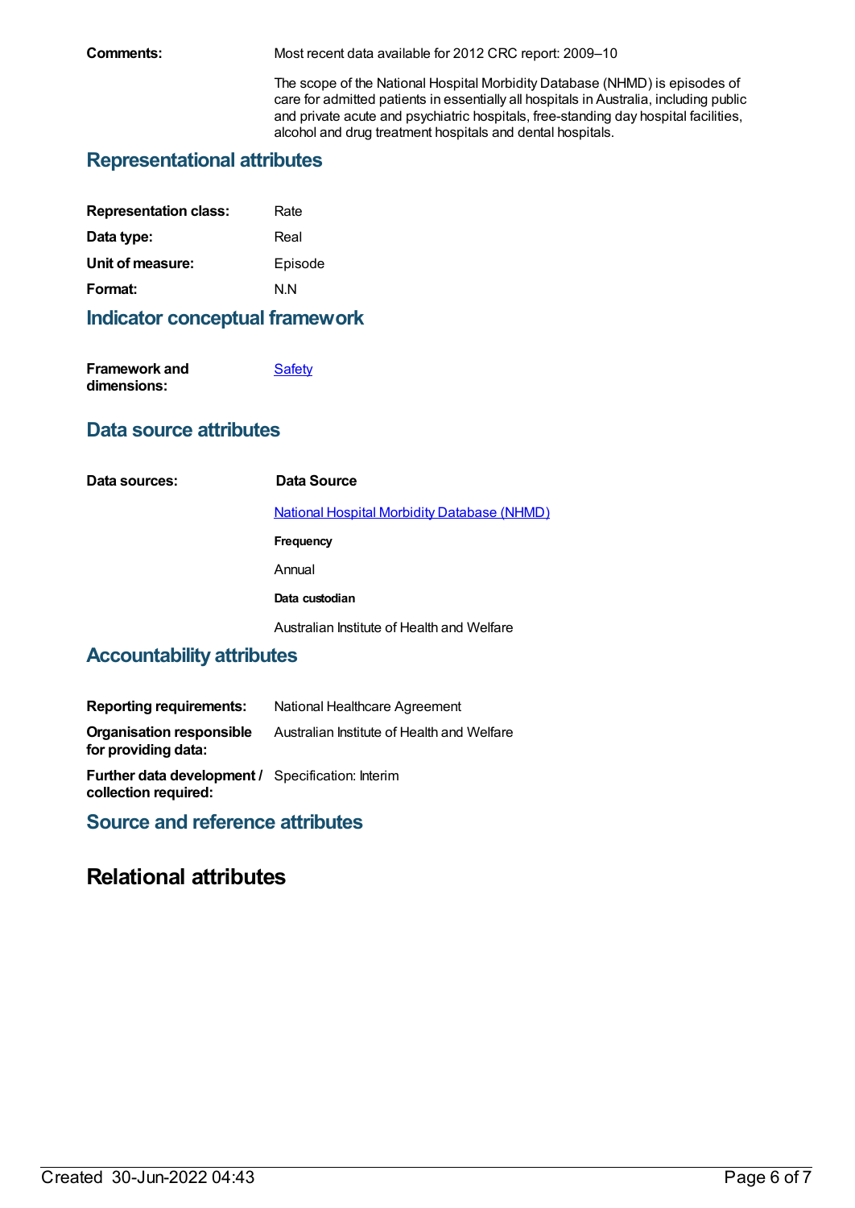**Comments:** Most recent data available for 2012 CRC report: 2009–10

The scope of the National Hospital Morbidity Database (NHMD) is episodes of care for admitted patients in essentially all hospitals in Australia, including public and private acute and psychiatric hospitals, free-standing day hospital facilities, alcohol and drug treatment hospitals and dental hospitals.

## Representational attributes

**Representation class:** Rate

**Data type:** Real

**Unit of measure:** Episode

**Format:** N.N

## Indicator conceptual framework

**Framework and dimensions:** Safety

## Data source attributes

**Data sources:**

**Data Source**

National Hospital Morbidity Database (NHMD)

**Frequency**

Annual

**Data custodian**

Australian Institute of Health and Welfare

## Accountability attributes

**Reporting requirements:** National Healthcare Agreement

**Organisation responsible for providing data:** Australian Institute of Health and Welfare

**Further data development / collection required:** Specification: Interim

## Source and reference attributes

# Relational attributes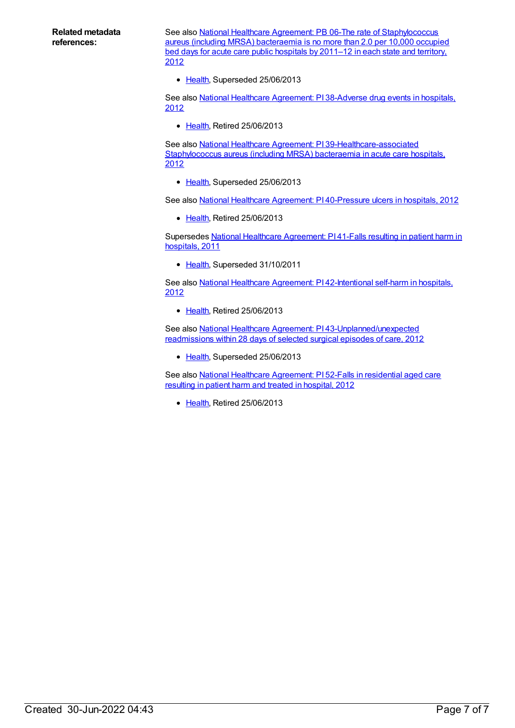**Related metadata references:**

See also National Healthcare Agreement: PB 06-The rate of Staphylococcus aureus (including MRSA) bacteraemia is no more than 2.0 per 10,000 occupied bed days for acute care public hospitals by 2011–12 in each state and territory, 2012

- Health, Superseded 25/06/2013

See also National Healthcare Agreement: PI 38-Adverse drug events in hospitals, 2012

- Health, Retired 25/06/2013

See also National Healthcare Agreement: PI 39-Healthcare-associated Staphylococcus aureus (including MRSA) bacteraemia in acute care hospitals, 2012

- Health, Superseded 25/06/2013

See also National Healthcare Agreement: PI 40-Pressure ulcers in hospitals, 2012

- Health, Retired 25/06/2013

Supersedes National Healthcare Agreement: PI 41-Falls resulting in patient harm in hospitals, 2011

- Health, Superseded 31/10/2011

See also National Healthcare Agreement: PI 42-Intentional self-harm in hospitals, 2012

- Health, Retired 25/06/2013

See also National Healthcare Agreement: PI 43-Unplanned/unexpected readmissions within 28 days of selected surgical episodes of care, 2012

- Health, Superseded 25/06/2013

See also National Healthcare Agreement: PI 52-Falls in residential aged care resulting in patient harm and treated in hospital, 2012

- Health, Retired 25/06/2013